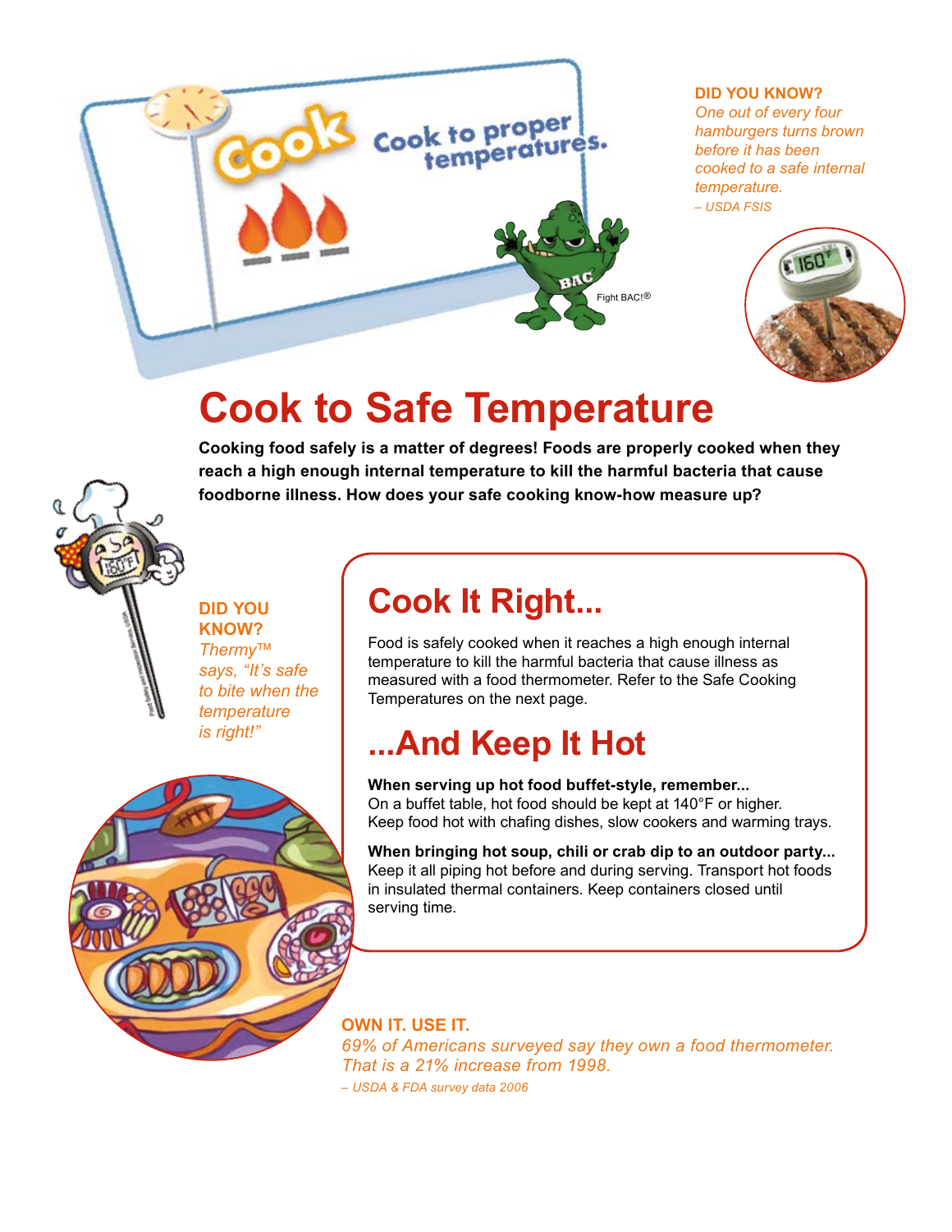**DID YOU KNOW?**

*One out of every four hamburgers turns brown before it has been cooked to a safe internal temperature.*

*– USDA FSIS*

# Cook to Safe Temperature

**Cooking food safely is a matter of degrees! Foods are properly cooked when they reach a high enough internal temperature to kill the harmful bacteria that cause foodborne illness. How does your safe cooking know-how measure up?**

**DID YOU KNOW?**

*Thermy™ says, "It's safe to bite when the temperature is right!"*

## Cook It Right...

Food is safely cooked when it reaches a high enough internal temperature to kill the harmful bacteria that cause illness as measured with a food thermometer. Refer to the Safe Cooking Temperatures on the next page.

## ...And Keep It Hot

**When serving up hot food buffet-style, remember...**
On a buffet table, hot food should be kept at 140°F or higher. Keep food hot with chafing dishes, slow cookers and warming trays.

**When bringing hot soup, chili or crab dip to an outdoor party...**
Keep it all piping hot before and during serving. Transport hot foods in insulated thermal containers. Keep containers closed until serving time.

**OWN IT. USE IT.**

*69% of Americans surveyed say they own a food thermometer. That is a 21% increase from 1998.*

*– USDA & FDA survey data 2006*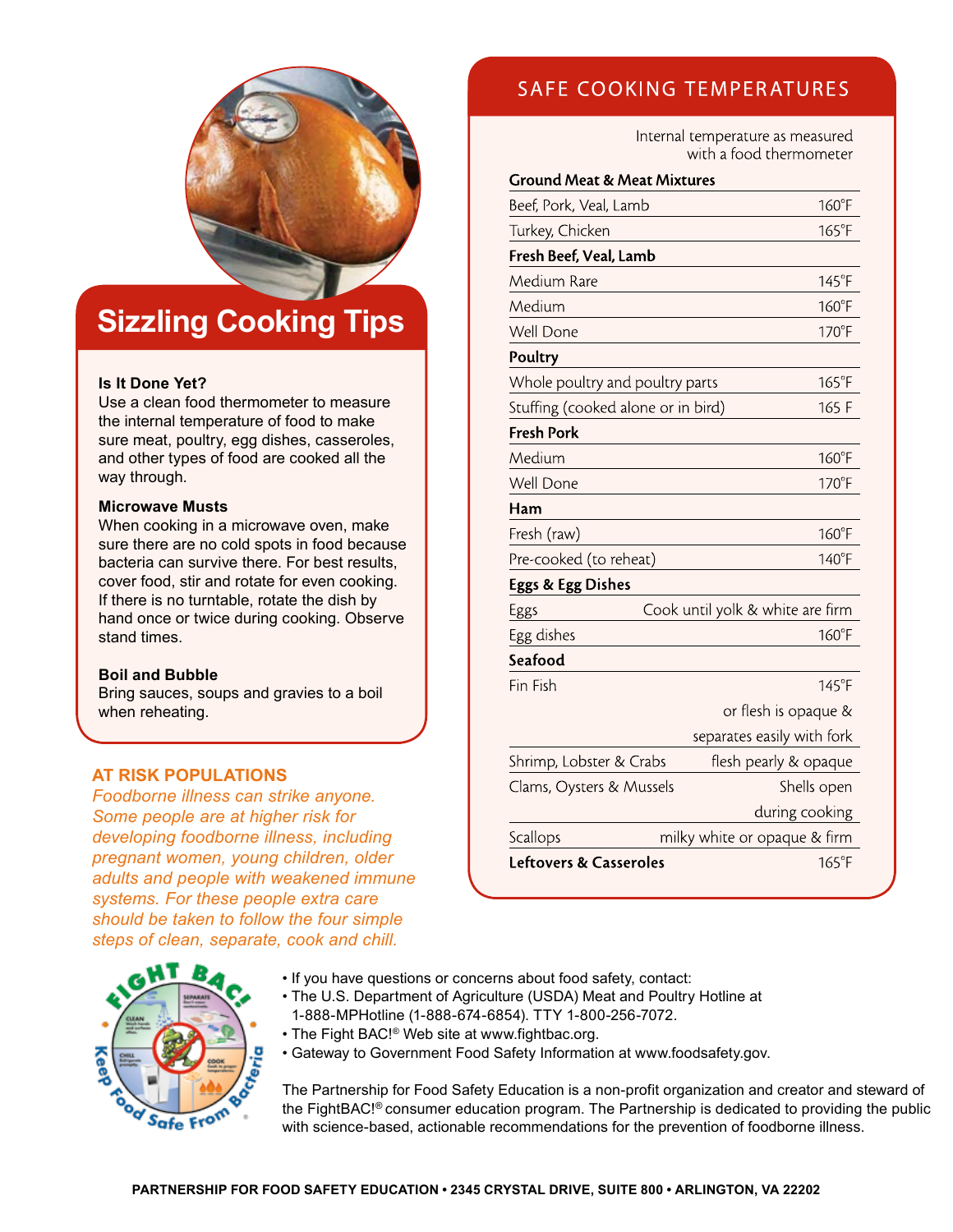## Sizzling Cooking Tips

**Is It Done Yet?**
Use a clean food thermometer to measure the internal temperature of food to make sure meat, poultry, egg dishes, casseroles, and other types of food are cooked all the way through.

**Microwave Musts**
When cooking in a microwave oven, make sure there are no cold spots in food because bacteria can survive there. For best results, cover food, stir and rotate for even cooking. If there is no turntable, rotate the dish by hand once or twice during cooking. Observe stand times.

**Boil and Bubble**
Bring sauces, soups and gravies to a boil when reheating.

## SAFE COOKING TEMPERATURES

Internal temperature as measured with a food thermometer

| | |
|---|---|
| **Ground Meat & Meat Mixtures** | |
| Beef, Pork, Veal, Lamb | 160°F |
| Turkey, Chicken | 165°F |
| **Fresh Beef, Veal, Lamb** | |
| Medium Rare | 145°F |
| Medium | 160°F |
| Well Done | 170°F |
| **Poultry** | |
| Whole poultry and poultry parts | 165°F |
| Stuffing (cooked alone or in bird) | 165 F |
| **Fresh Pork** | |
| Medium | 160°F |
| Well Done | 170°F |
| **Ham** | |
| Fresh (raw) | 160°F |
| Pre-cooked (to reheat) | 140°F |
| **Eggs & Egg Dishes** | |
| Eggs | Cook until yolk & white are firm |
| Egg dishes | 160°F |
| **Seafood** | |
| Fin Fish | 145°F or flesh is opaque & separates easily with fork |
| Shrimp, Lobster & Crabs | flesh pearly & opaque |
| Clams, Oysters & Mussels | Shells open during cooking |
| Scallops | milky white or opaque & firm |
| **Leftovers & Casseroles** | 165°F |

### AT RISK POPULATIONS

*Foodborne illness can strike anyone. Some people are at higher risk for developing foodborne illness, including pregnant women, young children, older adults and people with weakened immune systems. For these people extra care should be taken to follow the four simple steps of clean, separate, cook and chill.*

- If you have questions or concerns about food safety, contact:
- The U.S. Department of Agriculture (USDA) Meat and Poultry Hotline at 1-888-MPHotline (1-888-674-6854). TTY 1-800-256-7072.
- The Fight BAC!® Web site at www.fightbac.org.
- Gateway to Government Food Safety Information at www.foodsafety.gov.

The Partnership for Food Safety Education is a non-profit organization and creator and steward of the FightBAC!® consumer education program. The Partnership is dedicated to providing the public with science-based, actionable recommendations for the prevention of foodborne illness.

PARTNERSHIP FOR FOOD SAFETY EDUCATION • 2345 CRYSTAL DRIVE, SUITE 800 • ARLINGTON, VA 22202